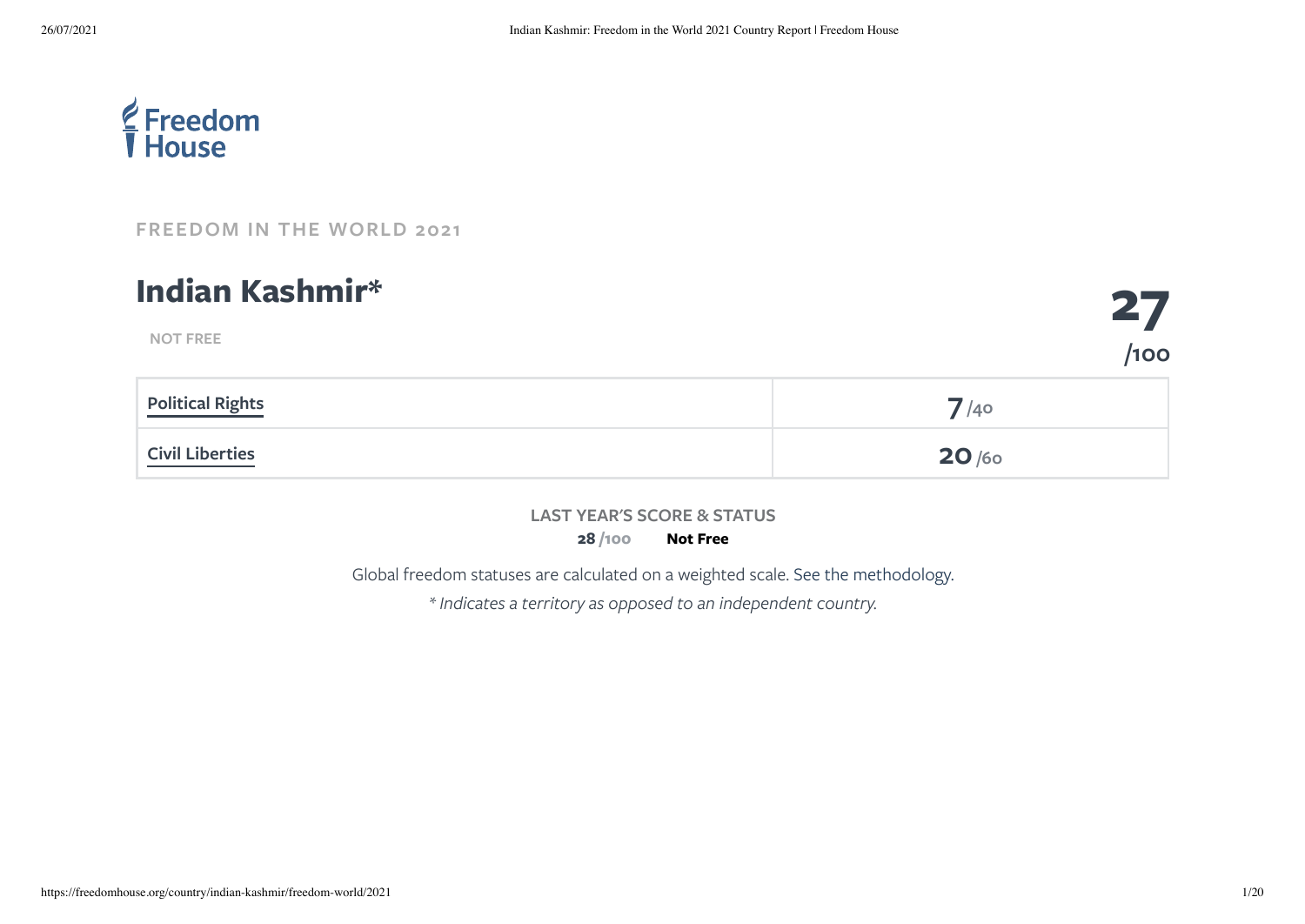Freedom House

FREEDOM IN THE WORLD 2021

# Indian Kashmir*

NOT FREE

**27** /100

| Political Rights | 7 /40 |
| --- | --- |
| Civil Liberties | 20 /60 |

LAST YEAR'S SCORE & STATUS

**28** /100 **Not Free**

Global freedom statuses are calculated on a weighted scale. See the methodology.

*\* Indicates a territory as opposed to an independent country.*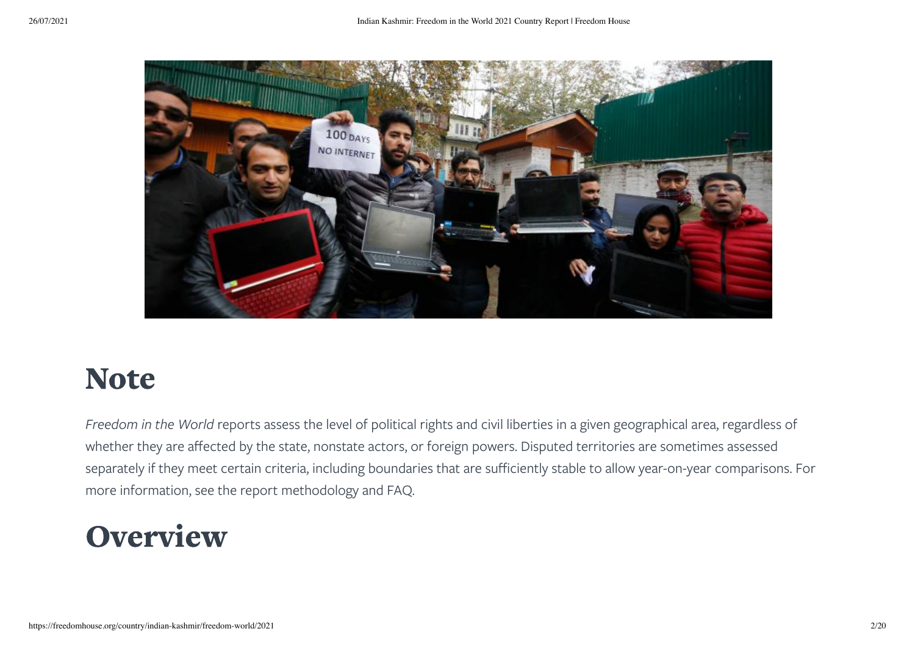# Note

*Freedom in the World* reports assess the level of political rights and civil liberties in a given geographical area, regardless of whether they are affected by the state, nonstate actors, or foreign powers. Disputed territories are sometimes assessed separately if they meet certain criteria, including boundaries that are sufficiently stable to allow year-on-year comparisons. For more information, see the report methodology and FAQ.

# Overview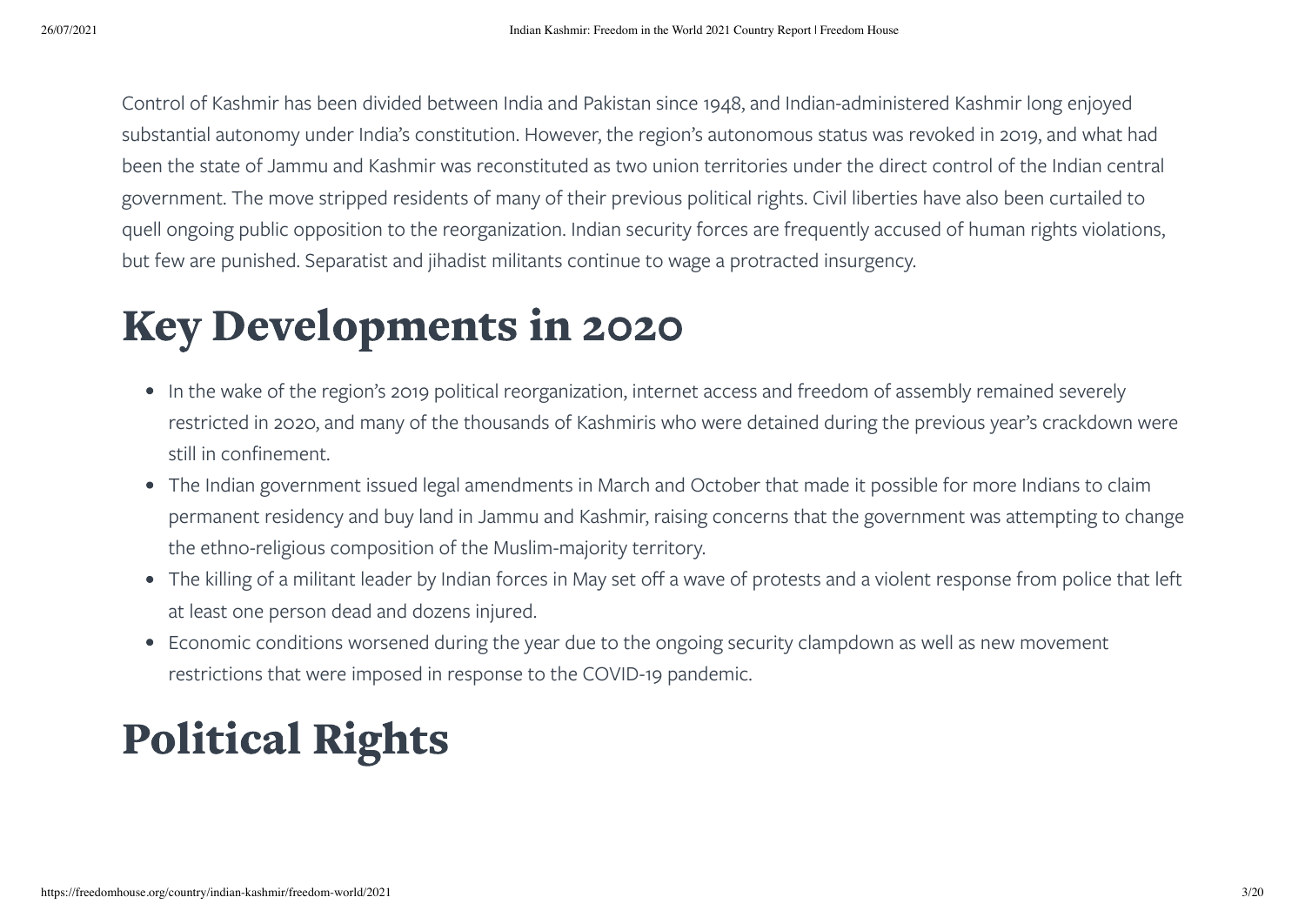Control of Kashmir has been divided between India and Pakistan since 1948, and Indian-administered Kashmir long enjoyed substantial autonomy under India's constitution. However, the region's autonomous status was revoked in 2019, and what had been the state of Jammu and Kashmir was reconstituted as two union territories under the direct control of the Indian central government. The move stripped residents of many of their previous political rights. Civil liberties have also been curtailed to quell ongoing public opposition to the reorganization. Indian security forces are frequently accused of human rights violations, but few are punished. Separatist and jihadist militants continue to wage a protracted insurgency.

# Key Developments in 2020

- In the wake of the region's 2019 political reorganization, internet access and freedom of assembly remained severely restricted in 2020, and many of the thousands of Kashmiris who were detained during the previous year's crackdown were still in confinement.
- The Indian government issued legal amendments in March and October that made it possible for more Indians to claim permanent residency and buy land in Jammu and Kashmir, raising concerns that the government was attempting to change the ethno-religious composition of the Muslim-majority territory.
- The killing of a militant leader by Indian forces in May set off a wave of protests and a violent response from police that left at least one person dead and dozens injured.
- Economic conditions worsened during the year due to the ongoing security clampdown as well as new movement restrictions that were imposed in response to the COVID-19 pandemic.

# Political Rights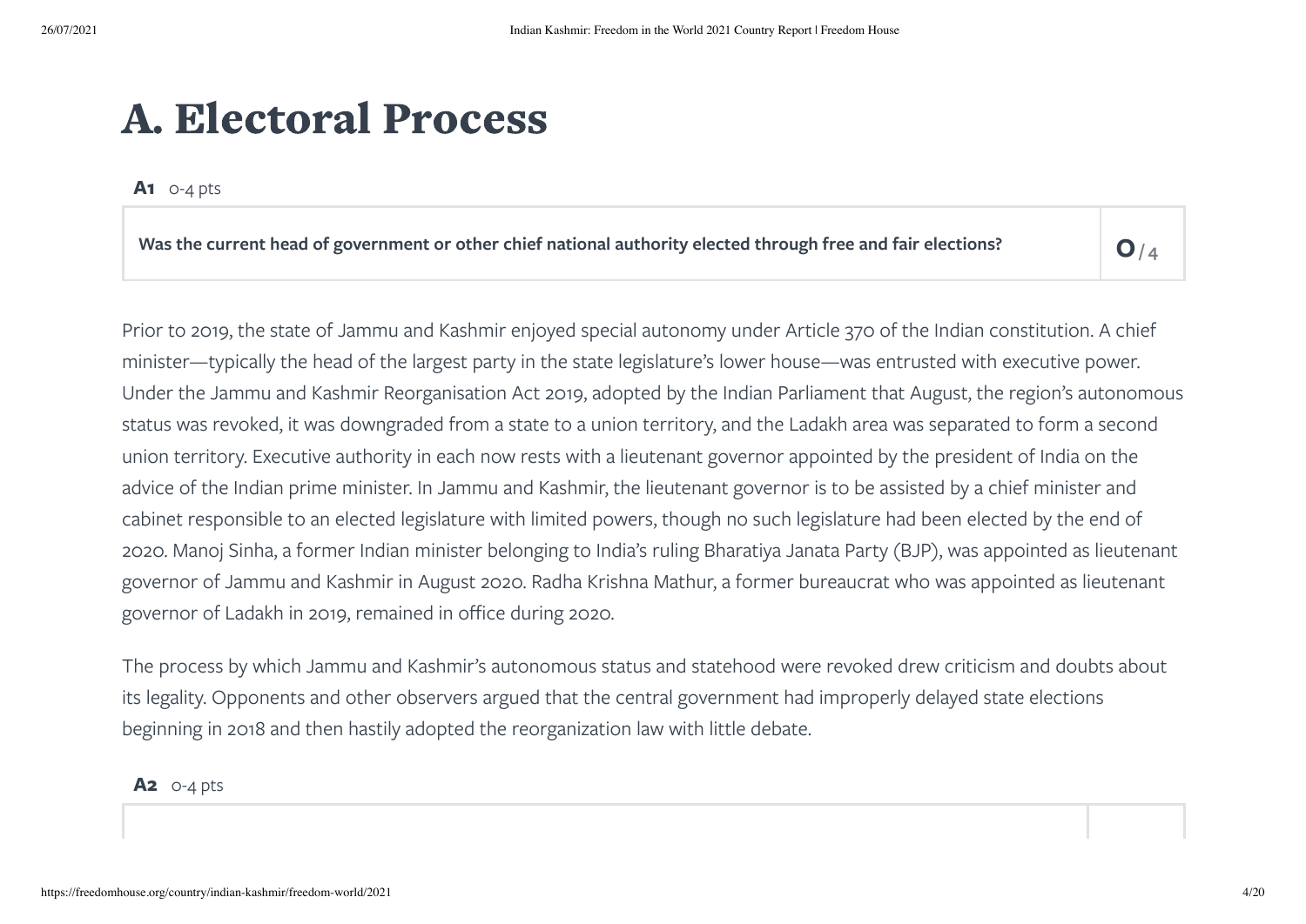# A. Electoral Process

**A1** 0-4 pts

| Was the current head of government or other chief national authority elected through free and fair elections? | 0 / 4 |
|---|---|

Prior to 2019, the state of Jammu and Kashmir enjoyed special autonomy under Article 370 of the Indian constitution. A chief minister—typically the head of the largest party in the state legislature's lower house—was entrusted with executive power. Under the Jammu and Kashmir Reorganisation Act 2019, adopted by the Indian Parliament that August, the region's autonomous status was revoked, it was downgraded from a state to a union territory, and the Ladakh area was separated to form a second union territory. Executive authority in each now rests with a lieutenant governor appointed by the president of India on the advice of the Indian prime minister. In Jammu and Kashmir, the lieutenant governor is to be assisted by a chief minister and cabinet responsible to an elected legislature with limited powers, though no such legislature had been elected by the end of 2020. Manoj Sinha, a former Indian minister belonging to India's ruling Bharatiya Janata Party (BJP), was appointed as lieutenant governor of Jammu and Kashmir in August 2020. Radha Krishna Mathur, a former bureaucrat who was appointed as lieutenant governor of Ladakh in 2019, remained in office during 2020.

The process by which Jammu and Kashmir's autonomous status and statehood were revoked drew criticism and doubts about its legality. Opponents and other observers argued that the central government had improperly delayed state elections beginning in 2018 and then hastily adopted the reorganization law with little debate.

**A2** 0-4 pts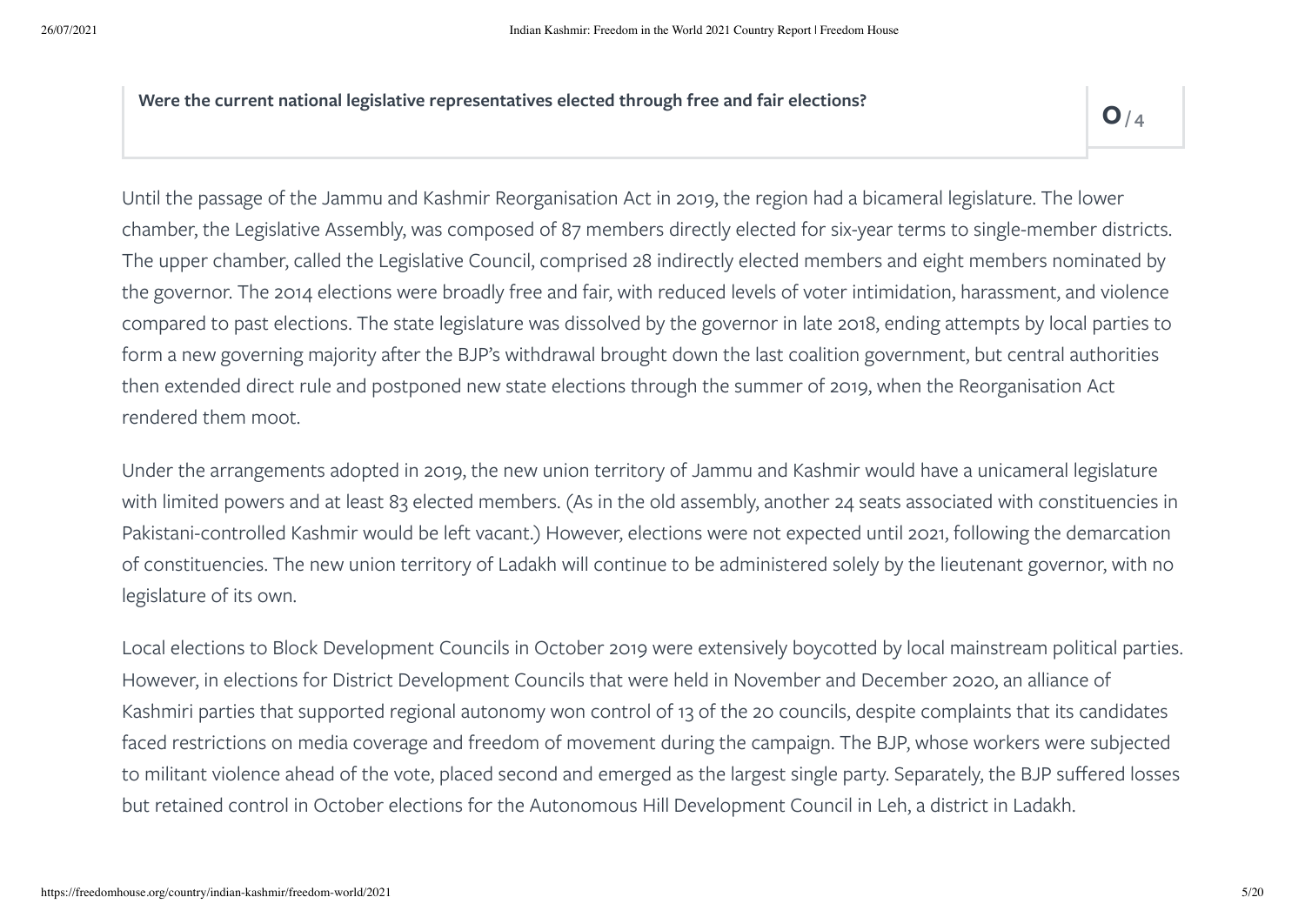**Were the current national legislative representatives elected through free and fair elections?**

**0** / 4

Until the passage of the Jammu and Kashmir Reorganisation Act in 2019, the region had a bicameral legislature. The lower chamber, the Legislative Assembly, was composed of 87 members directly elected for six-year terms to single-member districts. The upper chamber, called the Legislative Council, comprised 28 indirectly elected members and eight members nominated by the governor. The 2014 elections were broadly free and fair, with reduced levels of voter intimidation, harassment, and violence compared to past elections. The state legislature was dissolved by the governor in late 2018, ending attempts by local parties to form a new governing majority after the BJP's withdrawal brought down the last coalition government, but central authorities then extended direct rule and postponed new state elections through the summer of 2019, when the Reorganisation Act rendered them moot.

Under the arrangements adopted in 2019, the new union territory of Jammu and Kashmir would have a unicameral legislature with limited powers and at least 83 elected members. (As in the old assembly, another 24 seats associated with constituencies in Pakistani-controlled Kashmir would be left vacant.) However, elections were not expected until 2021, following the demarcation of constituencies. The new union territory of Ladakh will continue to be administered solely by the lieutenant governor, with no legislature of its own.

Local elections to Block Development Councils in October 2019 were extensively boycotted by local mainstream political parties. However, in elections for District Development Councils that were held in November and December 2020, an alliance of Kashmiri parties that supported regional autonomy won control of 13 of the 20 councils, despite complaints that its candidates faced restrictions on media coverage and freedom of movement during the campaign. The BJP, whose workers were subjected to militant violence ahead of the vote, placed second and emerged as the largest single party. Separately, the BJP suffered losses but retained control in October elections for the Autonomous Hill Development Council in Leh, a district in Ladakh.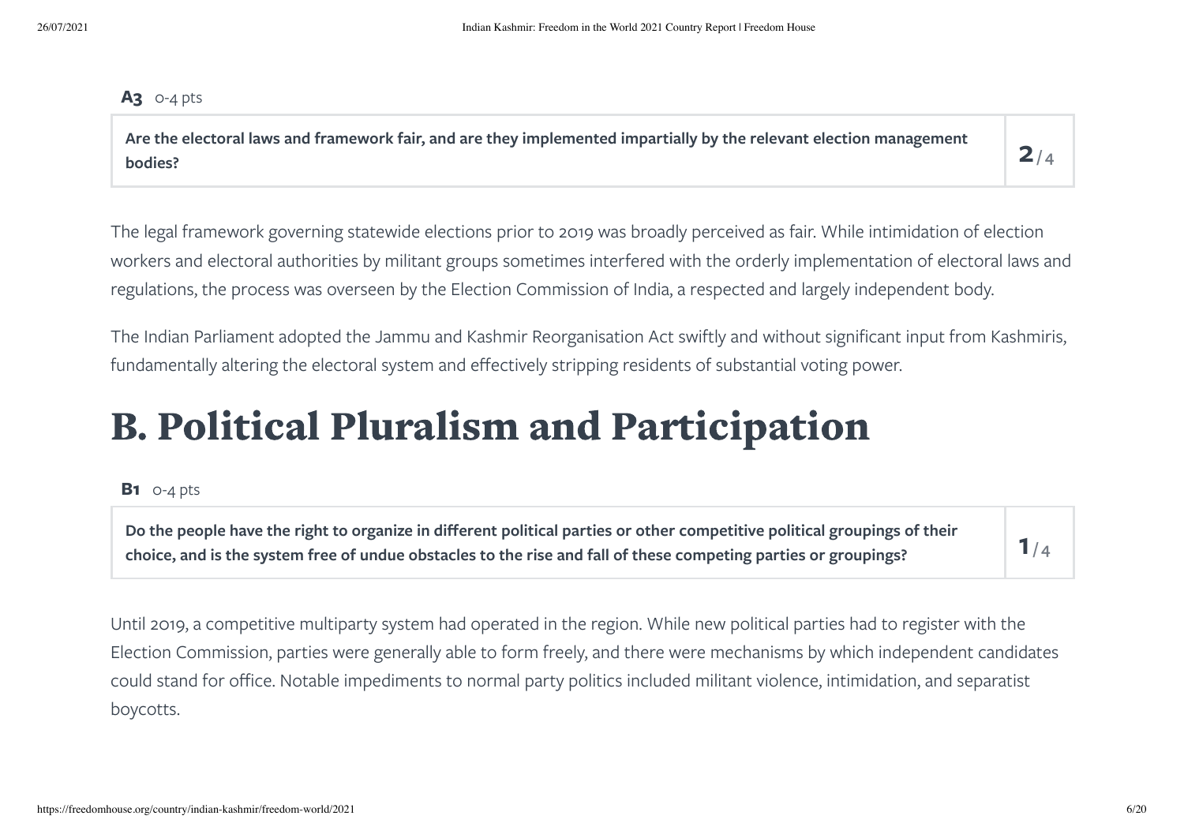**A3** 0-4 pts

| Are the electoral laws and framework fair, and are they implemented impartially by the relevant election management bodies? | **2** / 4 |
|---|---|

The legal framework governing statewide elections prior to 2019 was broadly perceived as fair. While intimidation of election workers and electoral authorities by militant groups sometimes interfered with the orderly implementation of electoral laws and regulations, the process was overseen by the Election Commission of India, a respected and largely independent body.

The Indian Parliament adopted the Jammu and Kashmir Reorganisation Act swiftly and without significant input from Kashmiris, fundamentally altering the electoral system and effectively stripping residents of substantial voting power.

# B. Political Pluralism and Participation

**B1** 0-4 pts

| Do the people have the right to organize in different political parties or other competitive political groupings of their choice, and is the system free of undue obstacles to the rise and fall of these competing parties or groupings? | **1** / 4 |
|---|---|

Until 2019, a competitive multiparty system had operated in the region. While new political parties had to register with the Election Commission, parties were generally able to form freely, and there were mechanisms by which independent candidates could stand for office. Notable impediments to normal party politics included militant violence, intimidation, and separatist boycotts.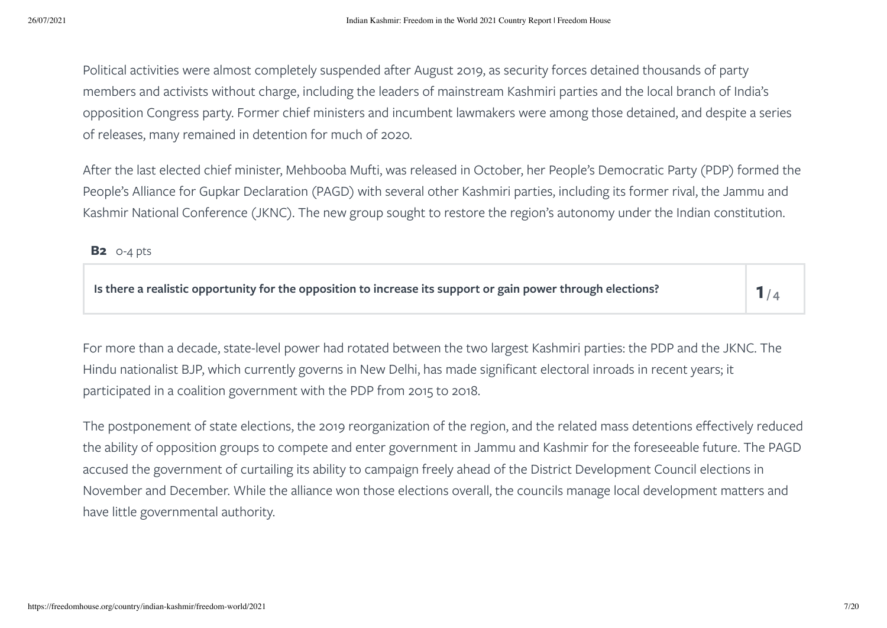Political activities were almost completely suspended after August 2019, as security forces detained thousands of party members and activists without charge, including the leaders of mainstream Kashmiri parties and the local branch of India's opposition Congress party. Former chief ministers and incumbent lawmakers were among those detained, and despite a series of releases, many remained in detention for much of 2020.

After the last elected chief minister, Mehbooba Mufti, was released in October, her People's Democratic Party (PDP) formed the People's Alliance for Gupkar Declaration (PAGD) with several other Kashmiri parties, including its former rival, the Jammu and Kashmir National Conference (JKNC). The new group sought to restore the region's autonomy under the Indian constitution.

**B2** 0-4 pts

| **Is there a realistic opportunity for the opposition to increase its support or gain power through elections?** | **1**/4 |
| --- | --- |

For more than a decade, state-level power had rotated between the two largest Kashmiri parties: the PDP and the JKNC. The Hindu nationalist BJP, which currently governs in New Delhi, has made significant electoral inroads in recent years; it participated in a coalition government with the PDP from 2015 to 2018.

The postponement of state elections, the 2019 reorganization of the region, and the related mass detentions effectively reduced the ability of opposition groups to compete and enter government in Jammu and Kashmir for the foreseeable future. The PAGD accused the government of curtailing its ability to campaign freely ahead of the District Development Council elections in November and December. While the alliance won those elections overall, the councils manage local development matters and have little governmental authority.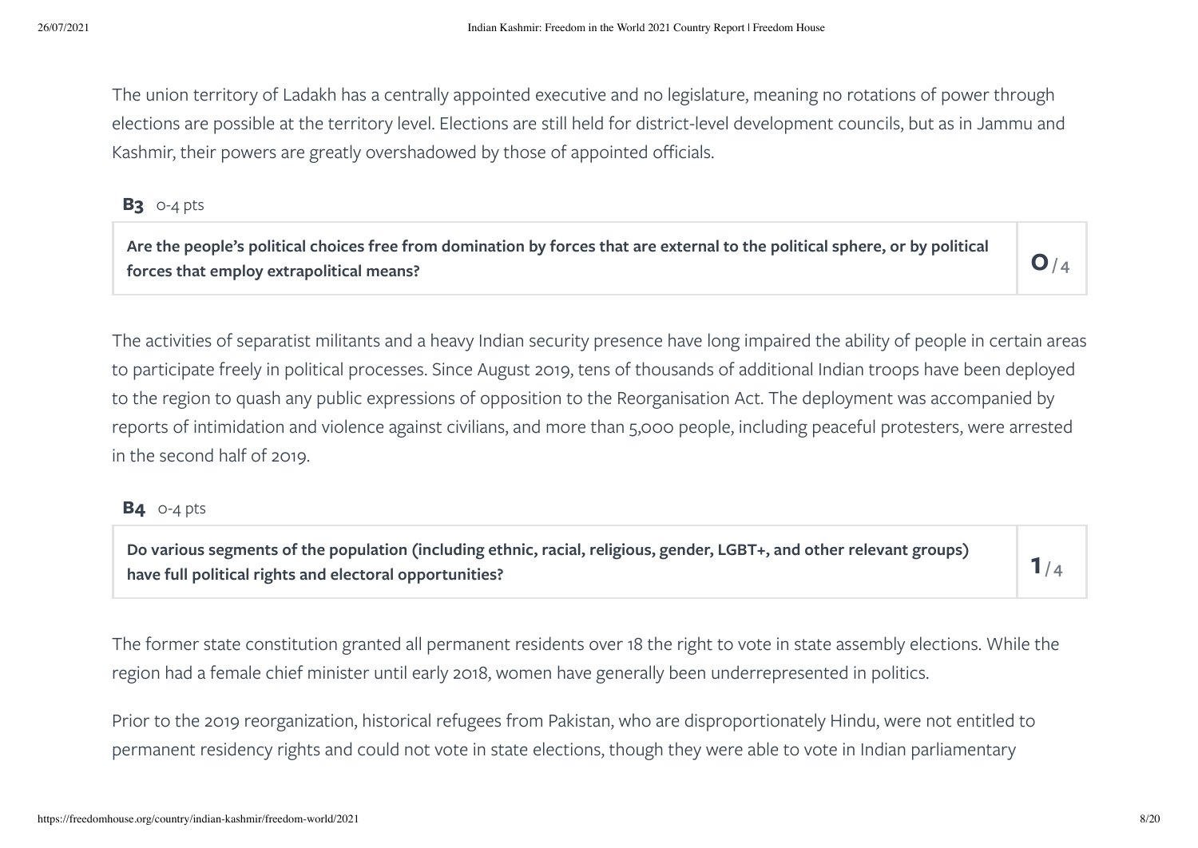The union territory of Ladakh has a centrally appointed executive and no legislature, meaning no rotations of power through elections are possible at the territory level. Elections are still held for district-level development councils, but as in Jammu and Kashmir, their powers are greatly overshadowed by those of appointed officials.

**B3** 0-4 pts

| Are the people's political choices free from domination by forces that are external to the political sphere, or by political forces that employ extrapolitical means? | **0** / 4 |
|---|---|

The activities of separatist militants and a heavy Indian security presence have long impaired the ability of people in certain areas to participate freely in political processes. Since August 2019, tens of thousands of additional Indian troops have been deployed to the region to quash any public expressions of opposition to the Reorganisation Act. The deployment was accompanied by reports of intimidation and violence against civilians, and more than 5,000 people, including peaceful protesters, were arrested in the second half of 2019.

**B4** 0-4 pts

| Do various segments of the population (including ethnic, racial, religious, gender, LGBT+, and other relevant groups) have full political rights and electoral opportunities? | **1** / 4 |
|---|---|

The former state constitution granted all permanent residents over 18 the right to vote in state assembly elections. While the region had a female chief minister until early 2018, women have generally been underrepresented in politics.

Prior to the 2019 reorganization, historical refugees from Pakistan, who are disproportionately Hindu, were not entitled to permanent residency rights and could not vote in state elections, though they were able to vote in Indian parliamentary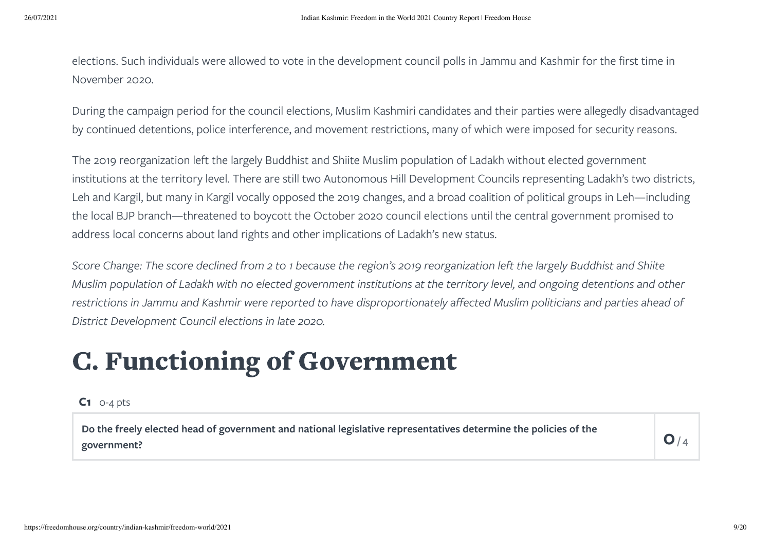elections. Such individuals were allowed to vote in the development council polls in Jammu and Kashmir for the first time in November 2020.

During the campaign period for the council elections, Muslim Kashmiri candidates and their parties were allegedly disadvantaged by continued detentions, police interference, and movement restrictions, many of which were imposed for security reasons.

The 2019 reorganization left the largely Buddhist and Shiite Muslim population of Ladakh without elected government institutions at the territory level. There are still two Autonomous Hill Development Councils representing Ladakh's two districts, Leh and Kargil, but many in Kargil vocally opposed the 2019 changes, and a broad coalition of political groups in Leh—including the local BJP branch—threatened to boycott the October 2020 council elections until the central government promised to address local concerns about land rights and other implications of Ladakh's new status.

*Score Change: The score declined from 2 to 1 because the region's 2019 reorganization left the largely Buddhist and Shiite Muslim population of Ladakh with no elected government institutions at the territory level, and ongoing detentions and other restrictions in Jammu and Kashmir were reported to have disproportionately affected Muslim politicians and parties ahead of District Development Council elections in late 2020.*

# C. Functioning of Government

**C1** 0-4 pts

| **Do the freely elected head of government and national legislative representatives determine the policies of the government?** | **0** / 4 |
|---|---|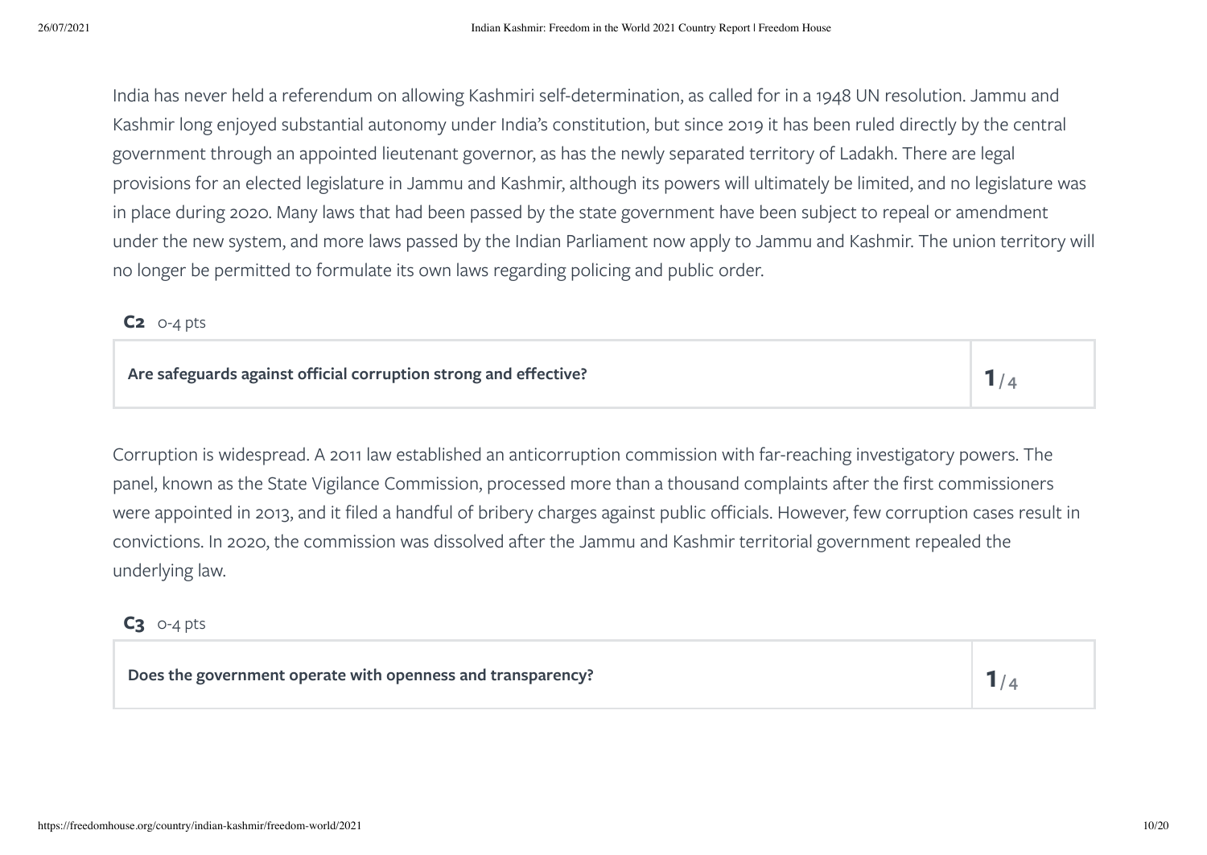India has never held a referendum on allowing Kashmiri self-determination, as called for in a 1948 UN resolution. Jammu and Kashmir long enjoyed substantial autonomy under India's constitution, but since 2019 it has been ruled directly by the central government through an appointed lieutenant governor, as has the newly separated territory of Ladakh. There are legal provisions for an elected legislature in Jammu and Kashmir, although its powers will ultimately be limited, and no legislature was in place during 2020. Many laws that had been passed by the state government have been subject to repeal or amendment under the new system, and more laws passed by the Indian Parliament now apply to Jammu and Kashmir. The union territory will no longer be permitted to formulate its own laws regarding policing and public order.

**C2** 0-4 pts

| **Are safeguards against official corruption strong and effective?** | **1** / 4 |
|---|---|

Corruption is widespread. A 2011 law established an anticorruption commission with far-reaching investigatory powers. The panel, known as the State Vigilance Commission, processed more than a thousand complaints after the first commissioners were appointed in 2013, and it filed a handful of bribery charges against public officials. However, few corruption cases result in convictions. In 2020, the commission was dissolved after the Jammu and Kashmir territorial government repealed the underlying law.

**C3** 0-4 pts

| **Does the government operate with openness and transparency?** | **1** / 4 |
|---|---|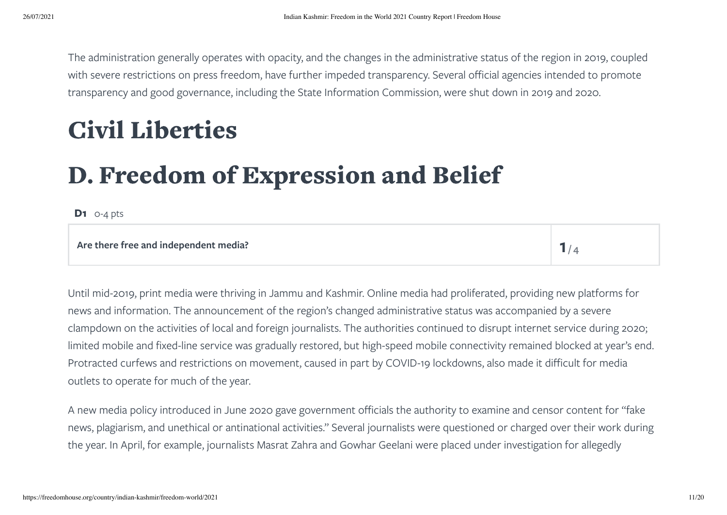The administration generally operates with opacity, and the changes in the administrative status of the region in 2019, coupled with severe restrictions on press freedom, have further impeded transparency. Several official agencies intended to promote transparency and good governance, including the State Information Commission, were shut down in 2019 and 2020.

# Civil Liberties

# D. Freedom of Expression and Belief

**D1** 0-4 pts

| Are there free and independent media? | 1/4 |
|---|---|

Until mid-2019, print media were thriving in Jammu and Kashmir. Online media had proliferated, providing new platforms for news and information. The announcement of the region's changed administrative status was accompanied by a severe clampdown on the activities of local and foreign journalists. The authorities continued to disrupt internet service during 2020; limited mobile and fixed-line service was gradually restored, but high-speed mobile connectivity remained blocked at year's end. Protracted curfews and restrictions on movement, caused in part by COVID-19 lockdowns, also made it difficult for media outlets to operate for much of the year.

A new media policy introduced in June 2020 gave government officials the authority to examine and censor content for "fake news, plagiarism, and unethical or antinational activities." Several journalists were questioned or charged over their work during the year. In April, for example, journalists Masrat Zahra and Gowhar Geelani were placed under investigation for allegedly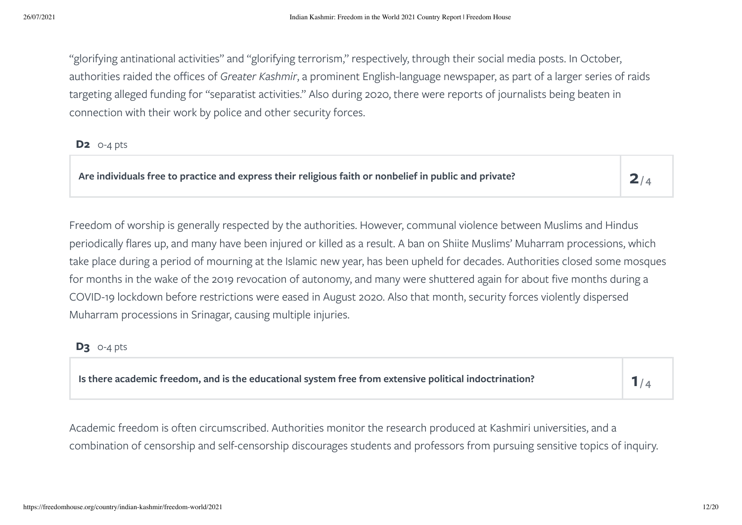“glorifying antinational activities” and “glorifying terrorism,” respectively, through their social media posts. In October, authorities raided the offices of *Greater Kashmir*, a prominent English-language newspaper, as part of a larger series of raids targeting alleged funding for “separatist activities.” Also during 2020, there were reports of journalists being beaten in connection with their work by police and other security forces.

**D2** 0-4 pts

| **Are individuals free to practice and express their religious faith or nonbelief in public and private?** | **2**/4 |
|---|---|

Freedom of worship is generally respected by the authorities. However, communal violence between Muslims and Hindus periodically flares up, and many have been injured or killed as a result. A ban on Shiite Muslims’ Muharram processions, which take place during a period of mourning at the Islamic new year, has been upheld for decades. Authorities closed some mosques for months in the wake of the 2019 revocation of autonomy, and many were shuttered again for about five months during a COVID-19 lockdown before restrictions were eased in August 2020. Also that month, security forces violently dispersed Muharram processions in Srinagar, causing multiple injuries.

**D3** 0-4 pts

| **Is there academic freedom, and is the educational system free from extensive political indoctrination?** | **1**/4 |
|---|---|

Academic freedom is often circumscribed. Authorities monitor the research produced at Kashmiri universities, and a combination of censorship and self-censorship discourages students and professors from pursuing sensitive topics of inquiry.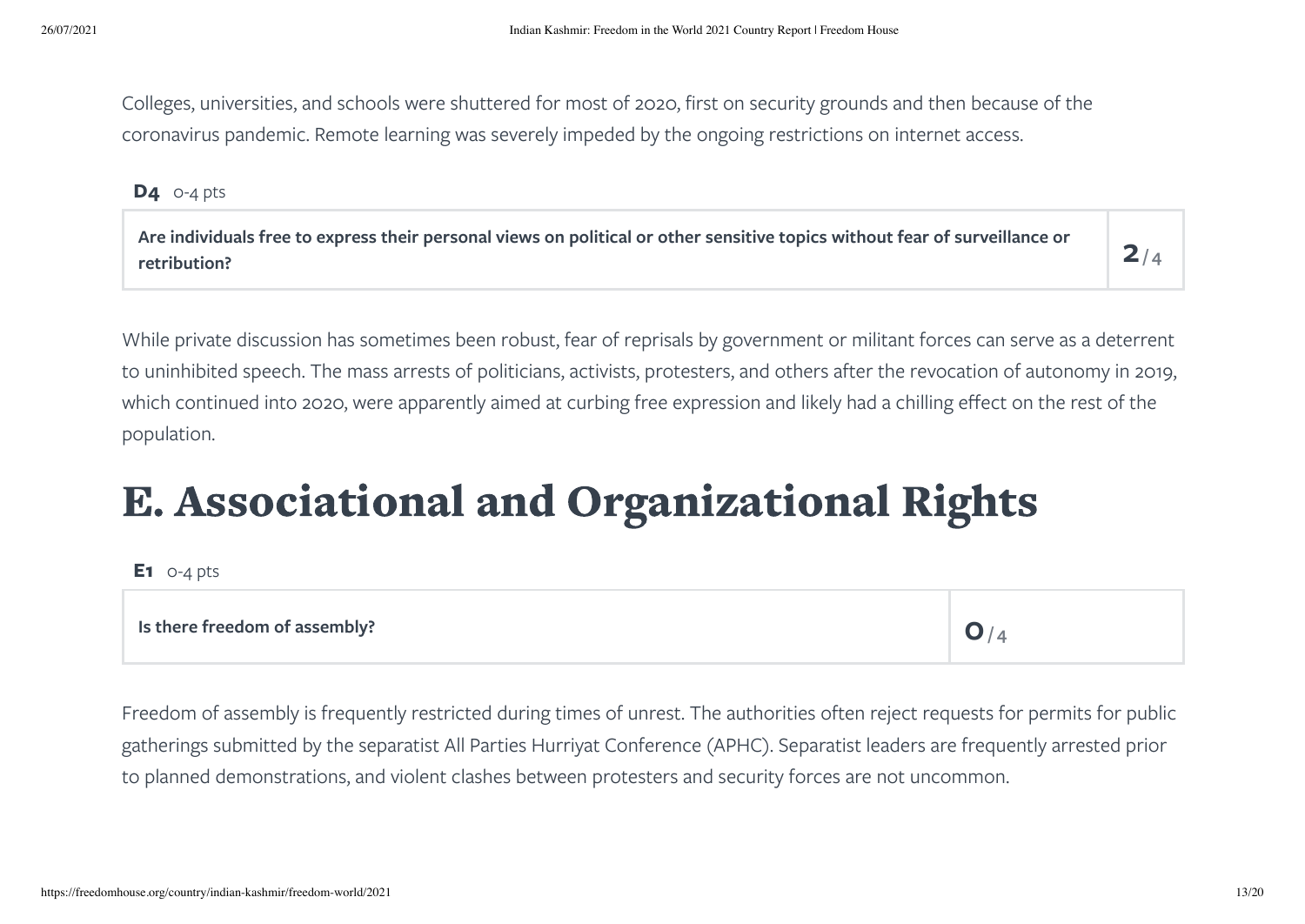Colleges, universities, and schools were shuttered for most of 2020, first on security grounds and then because of the coronavirus pandemic. Remote learning was severely impeded by the ongoing restrictions on internet access.

**D4** 0-4 pts

| Are individuals free to express their personal views on political or other sensitive topics without fear of surveillance or retribution? | **2** / 4 |
|---|---|

While private discussion has sometimes been robust, fear of reprisals by government or militant forces can serve as a deterrent to uninhibited speech. The mass arrests of politicians, activists, protesters, and others after the revocation of autonomy in 2019, which continued into 2020, were apparently aimed at curbing free expression and likely had a chilling effect on the rest of the population.

# E. Associational and Organizational Rights

**E1** 0-4 pts

| Is there freedom of assembly? | **0** / 4 |
|---|---|

Freedom of assembly is frequently restricted during times of unrest. The authorities often reject requests for permits for public gatherings submitted by the separatist All Parties Hurriyat Conference (APHC). Separatist leaders are frequently arrested prior to planned demonstrations, and violent clashes between protesters and security forces are not uncommon.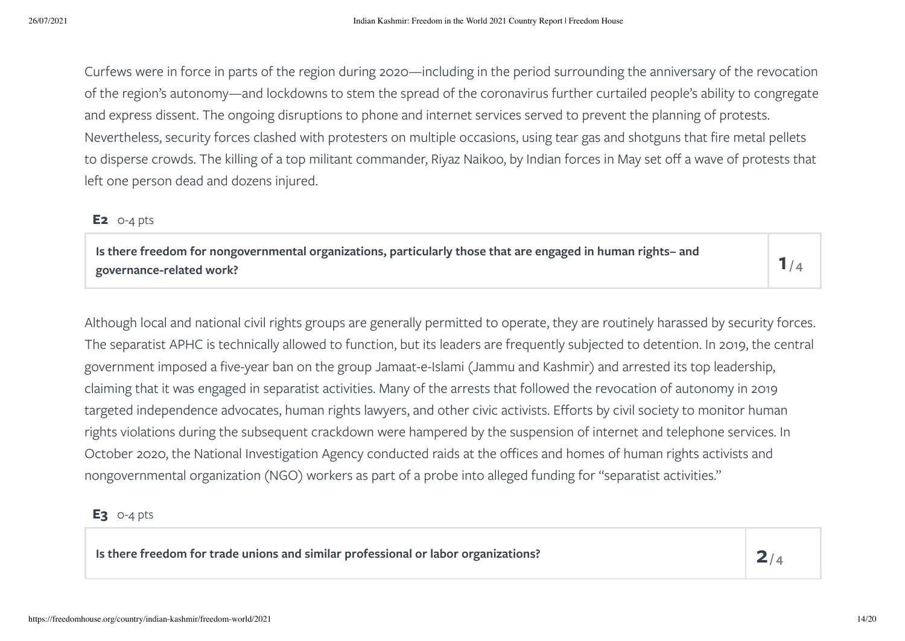Curfews were in force in parts of the region during 2020—including in the period surrounding the anniversary of the revocation of the region's autonomy—and lockdowns to stem the spread of the coronavirus further curtailed people's ability to congregate and express dissent. The ongoing disruptions to phone and internet services served to prevent the planning of protests. Nevertheless, security forces clashed with protesters on multiple occasions, using tear gas and shotguns that fire metal pellets to disperse crowds. The killing of a top militant commander, Riyaz Naikoo, by Indian forces in May set off a wave of protests that left one person dead and dozens injured.

**E2** 0-4 pts

| **Is there freedom for nongovernmental organizations, particularly those that are engaged in human rights– and governance-related work?** | **1**/4 |
|---|---|

Although local and national civil rights groups are generally permitted to operate, they are routinely harassed by security forces. The separatist APHC is technically allowed to function, but its leaders are frequently subjected to detention. In 2019, the central government imposed a five-year ban on the group Jamaat-e-Islami (Jammu and Kashmir) and arrested its top leadership, claiming that it was engaged in separatist activities. Many of the arrests that followed the revocation of autonomy in 2019 targeted independence advocates, human rights lawyers, and other civic activists. Efforts by civil society to monitor human rights violations during the subsequent crackdown were hampered by the suspension of internet and telephone services. In October 2020, the National Investigation Agency conducted raids at the offices and homes of human rights activists and nongovernmental organization (NGO) workers as part of a probe into alleged funding for "separatist activities."

**E3** 0-4 pts

| **Is there freedom for trade unions and similar professional or labor organizations?** | **2**/4 |
|---|---|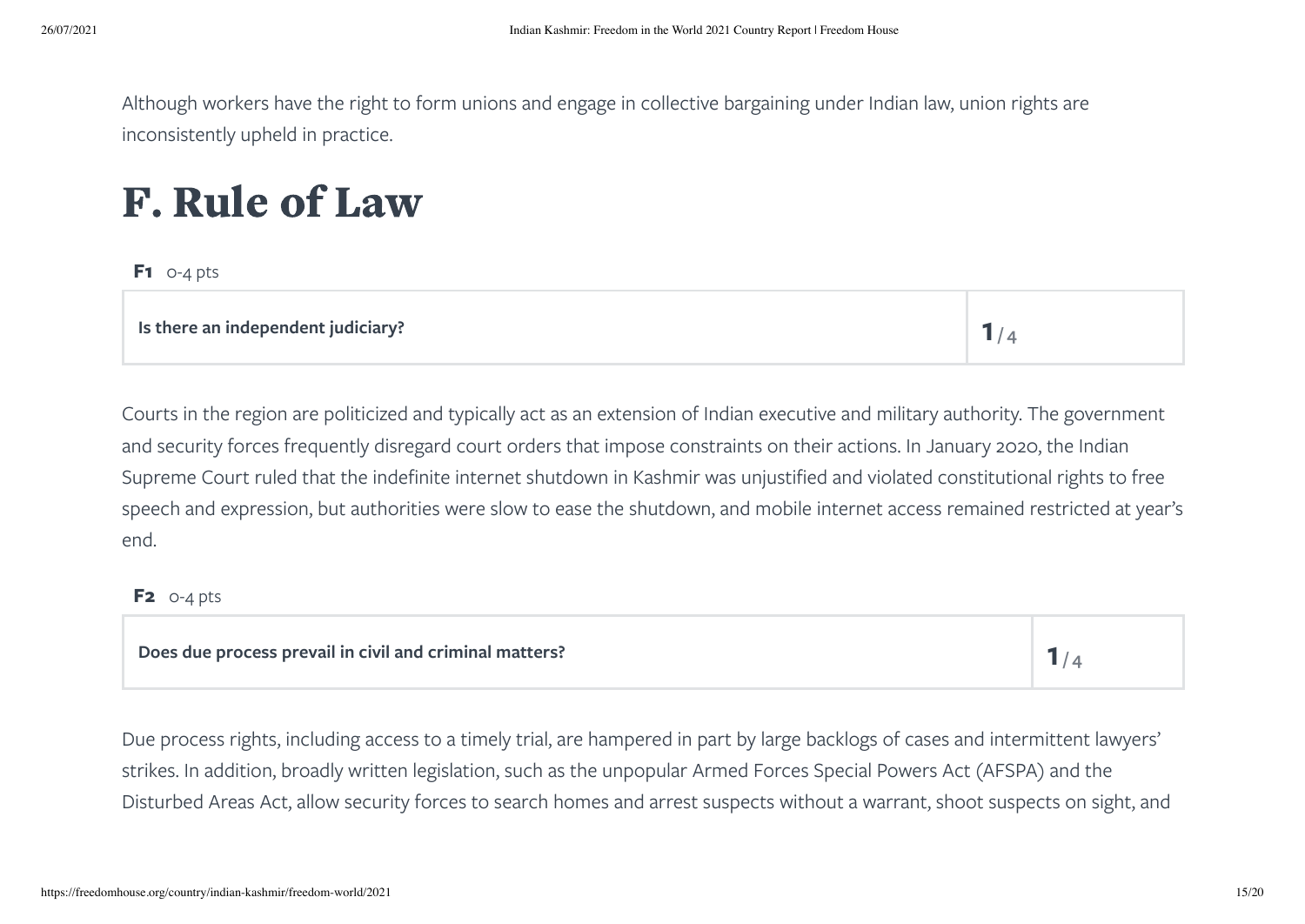Although workers have the right to form unions and engage in collective bargaining under Indian law, union rights are inconsistently upheld in practice.

# F. Rule of Law

**F1** 0-4 pts

| Is there an independent judiciary? | 1/4 |
|---|---|

Courts in the region are politicized and typically act as an extension of Indian executive and military authority. The government and security forces frequently disregard court orders that impose constraints on their actions. In January 2020, the Indian Supreme Court ruled that the indefinite internet shutdown in Kashmir was unjustified and violated constitutional rights to free speech and expression, but authorities were slow to ease the shutdown, and mobile internet access remained restricted at year's end.

**F2** 0-4 pts

| Does due process prevail in civil and criminal matters? | 1/4 |
|---|---|

Due process rights, including access to a timely trial, are hampered in part by large backlogs of cases and intermittent lawyers' strikes. In addition, broadly written legislation, such as the unpopular Armed Forces Special Powers Act (AFSPA) and the Disturbed Areas Act, allow security forces to search homes and arrest suspects without a warrant, shoot suspects on sight, and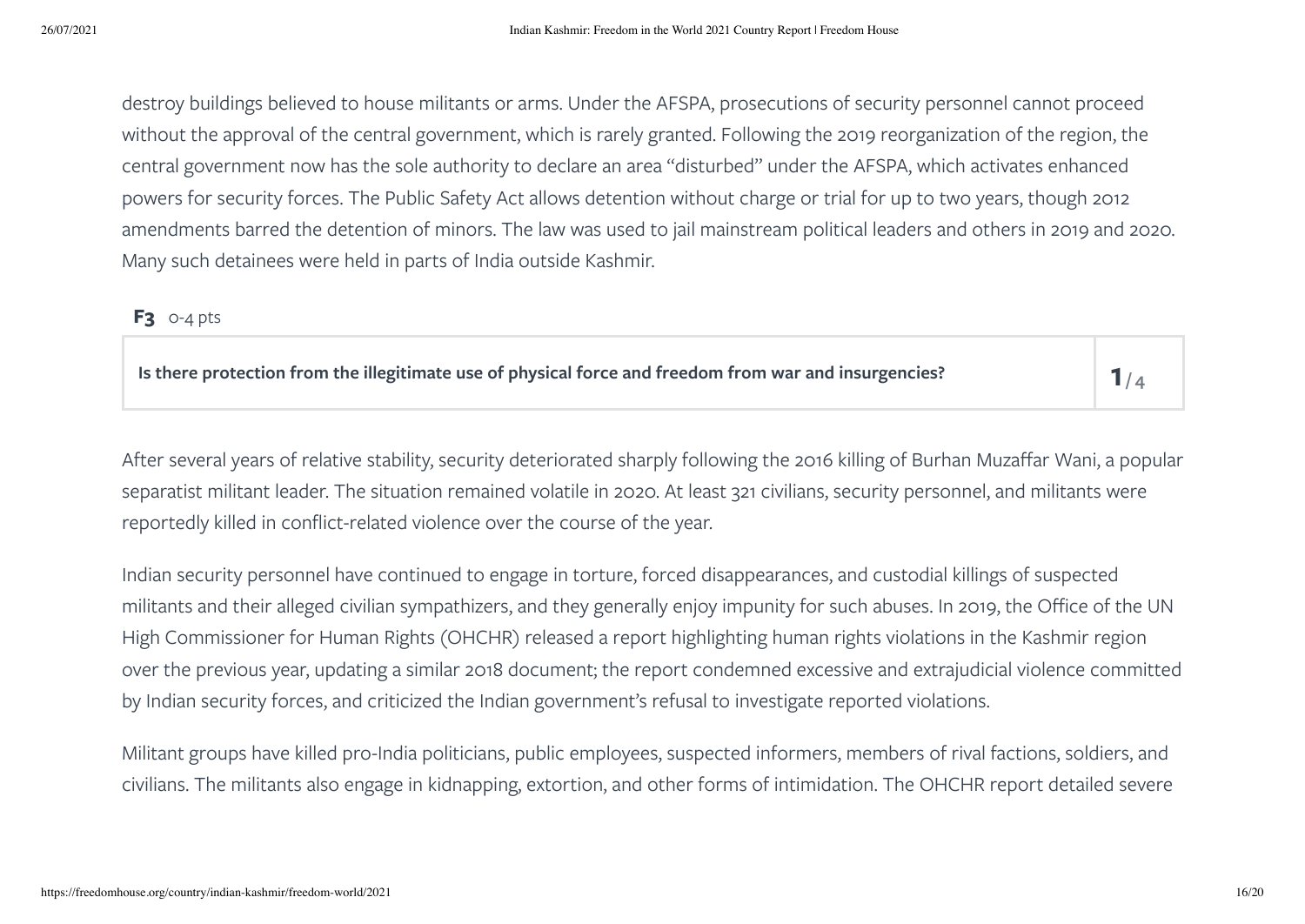destroy buildings believed to house militants or arms. Under the AFSPA, prosecutions of security personnel cannot proceed without the approval of the central government, which is rarely granted. Following the 2019 reorganization of the region, the central government now has the sole authority to declare an area "disturbed" under the AFSPA, which activates enhanced powers for security forces. The Public Safety Act allows detention without charge or trial for up to two years, though 2012 amendments barred the detention of minors. The law was used to jail mainstream political leaders and others in 2019 and 2020. Many such detainees were held in parts of India outside Kashmir.

**F3** 0-4 pts

| Is there protection from the illegitimate use of physical force and freedom from war and insurgencies? | **1** / 4 |
|---|---|

After several years of relative stability, security deteriorated sharply following the 2016 killing of Burhan Muzaffar Wani, a popular separatist militant leader. The situation remained volatile in 2020. At least 321 civilians, security personnel, and militants were reportedly killed in conflict-related violence over the course of the year.

Indian security personnel have continued to engage in torture, forced disappearances, and custodial killings of suspected militants and their alleged civilian sympathizers, and they generally enjoy impunity for such abuses. In 2019, the Office of the UN High Commissioner for Human Rights (OHCHR) released a report highlighting human rights violations in the Kashmir region over the previous year, updating a similar 2018 document; the report condemned excessive and extrajudicial violence committed by Indian security forces, and criticized the Indian government's refusal to investigate reported violations.

Militant groups have killed pro-India politicians, public employees, suspected informers, members of rival factions, soldiers, and civilians. The militants also engage in kidnapping, extortion, and other forms of intimidation. The OHCHR report detailed severe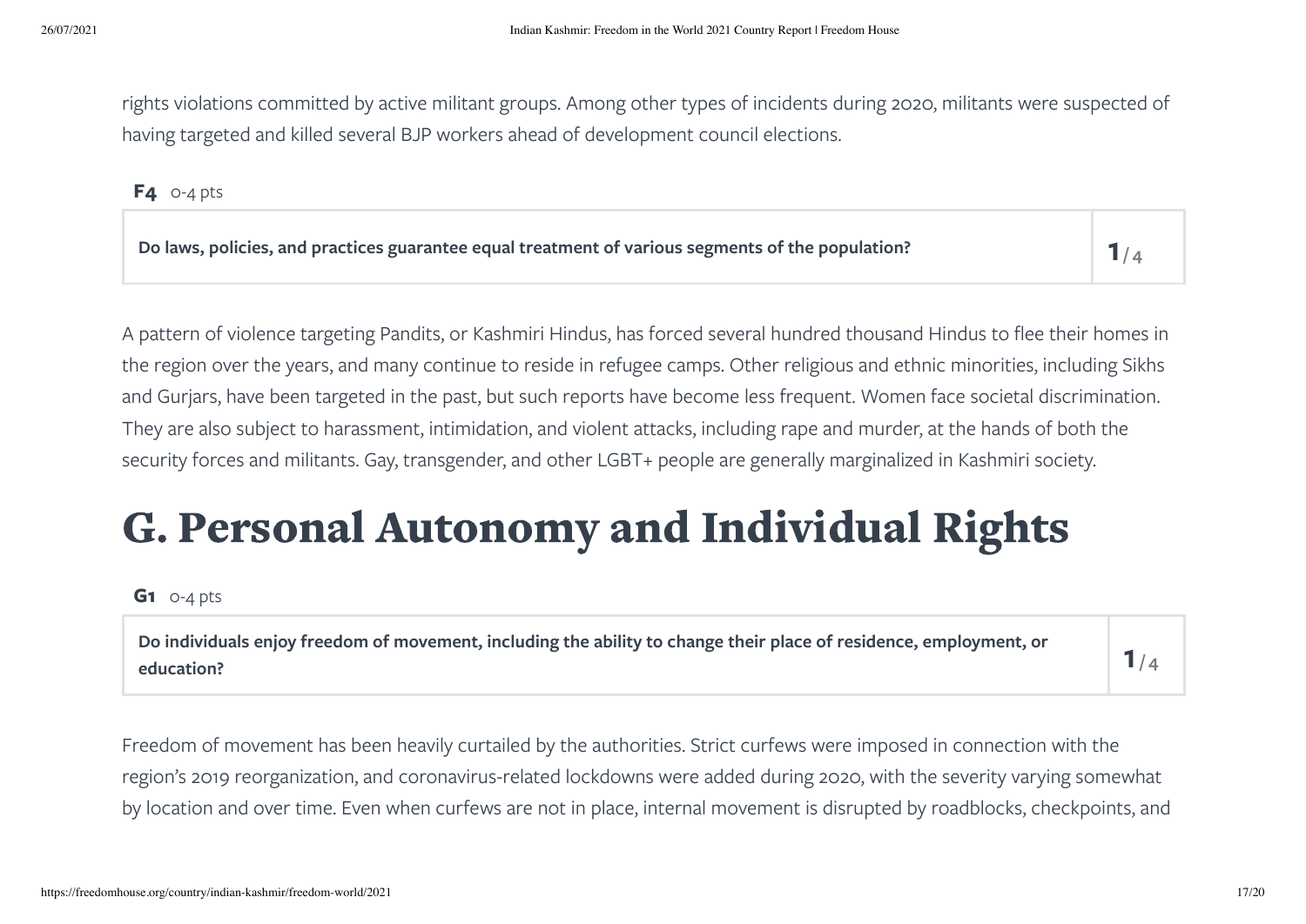rights violations committed by active militant groups. Among other types of incidents during 2020, militants were suspected of having targeted and killed several BJP workers ahead of development council elections.

**F4** 0-4 pts

| Do laws, policies, and practices guarantee equal treatment of various segments of the population? | **1** / 4 |
|---|---|

A pattern of violence targeting Pandits, or Kashmiri Hindus, has forced several hundred thousand Hindus to flee their homes in the region over the years, and many continue to reside in refugee camps. Other religious and ethnic minorities, including Sikhs and Gurjars, have been targeted in the past, but such reports have become less frequent. Women face societal discrimination. They are also subject to harassment, intimidation, and violent attacks, including rape and murder, at the hands of both the security forces and militants. Gay, transgender, and other LGBT+ people are generally marginalized in Kashmiri society.

# G. Personal Autonomy and Individual Rights

**G1** 0-4 pts

| Do individuals enjoy freedom of movement, including the ability to change their place of residence, employment, or education? | **1** / 4 |
|---|---|

Freedom of movement has been heavily curtailed by the authorities. Strict curfews were imposed in connection with the region's 2019 reorganization, and coronavirus-related lockdowns were added during 2020, with the severity varying somewhat by location and over time. Even when curfews are not in place, internal movement is disrupted by roadblocks, checkpoints, and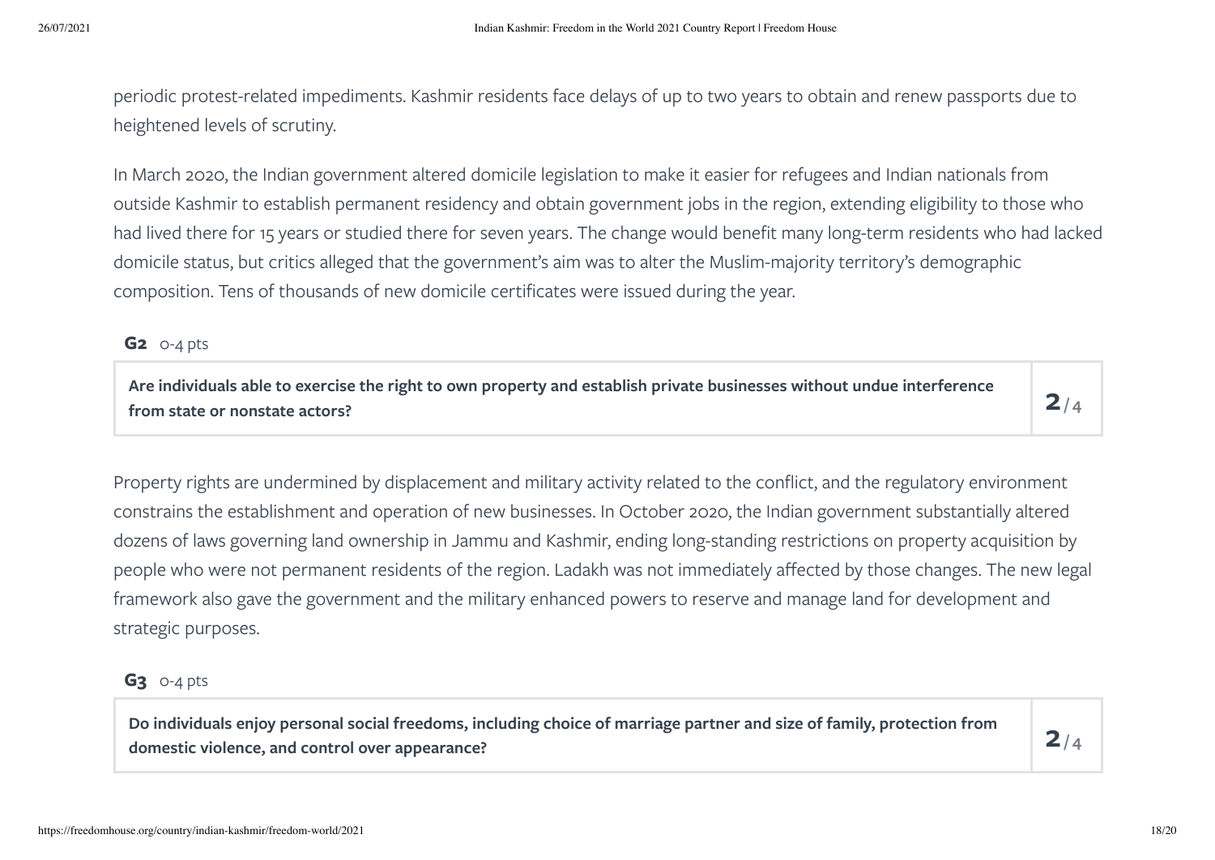periodic protest-related impediments. Kashmir residents face delays of up to two years to obtain and renew passports due to heightened levels of scrutiny.

In March 2020, the Indian government altered domicile legislation to make it easier for refugees and Indian nationals from outside Kashmir to establish permanent residency and obtain government jobs in the region, extending eligibility to those who had lived there for 15 years or studied there for seven years. The change would benefit many long-term residents who had lacked domicile status, but critics alleged that the government's aim was to alter the Muslim-majority territory's demographic composition. Tens of thousands of new domicile certificates were issued during the year.

**G2** 0-4 pts

| **Are individuals able to exercise the right to own property and establish private businesses without undue interference from state or nonstate actors?** | **2**/4 |
|---|---|

Property rights are undermined by displacement and military activity related to the conflict, and the regulatory environment constrains the establishment and operation of new businesses. In October 2020, the Indian government substantially altered dozens of laws governing land ownership in Jammu and Kashmir, ending long-standing restrictions on property acquisition by people who were not permanent residents of the region. Ladakh was not immediately affected by those changes. The new legal framework also gave the government and the military enhanced powers to reserve and manage land for development and strategic purposes.

**G3** 0-4 pts

| **Do individuals enjoy personal social freedoms, including choice of marriage partner and size of family, protection from domestic violence, and control over appearance?** | **2**/4 |
|---|---|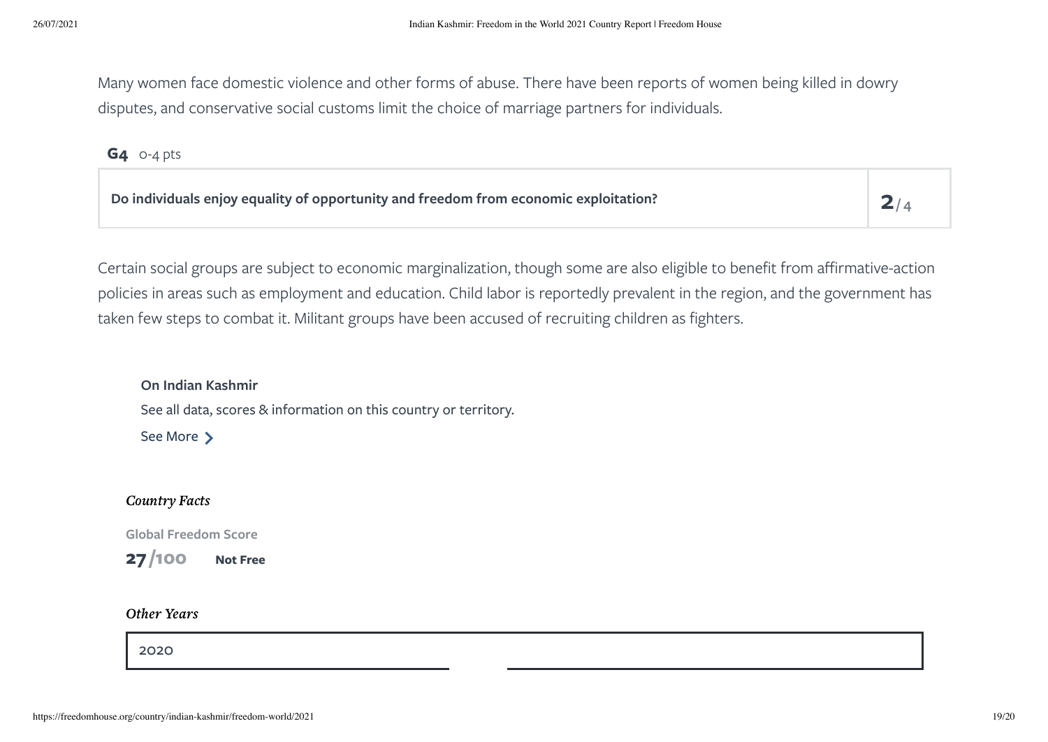Many women face domestic violence and other forms of abuse. There have been reports of women being killed in dowry disputes, and conservative social customs limit the choice of marriage partners for individuals.

**G4** 0-4 pts

| Do individuals enjoy equality of opportunity and freedom from economic exploitation? | 2/4 |
| --- | --- |

Certain social groups are subject to economic marginalization, though some are also eligible to benefit from affirmative-action policies in areas such as employment and education. Child labor is reportedly prevalent in the region, and the government has taken few steps to combat it. Militant groups have been accused of recruiting children as fighters.

**On Indian Kashmir**

See all data, scores & information on this country or territory.

See More >

*Country Facts*

**Global Freedom Score**

**27/100** **Not Free**

*Other Years*

2020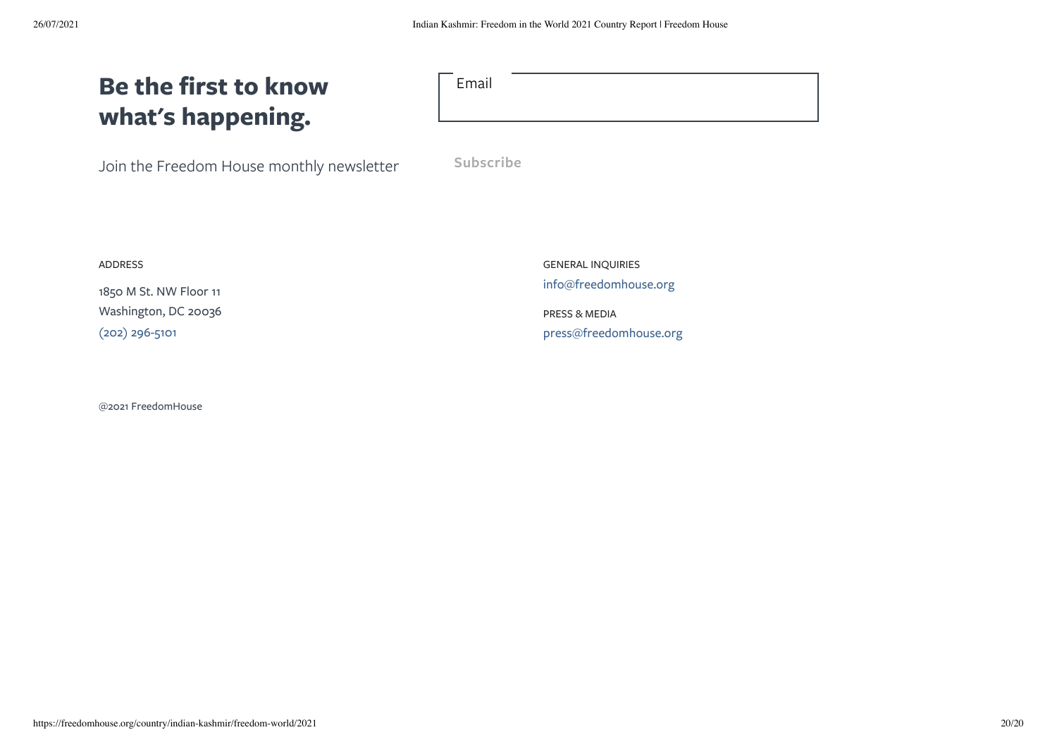## Be the first to know what's happening.

Join the Freedom House monthly newsletter

Email

Subscribe

ADDRESS

1850 M St. NW Floor 11
Washington, DC 20036
(202) 296-5101

GENERAL INQUIRIES

info@freedomhouse.org

PRESS & MEDIA

press@freedomhouse.org

@2021 FreedomHouse